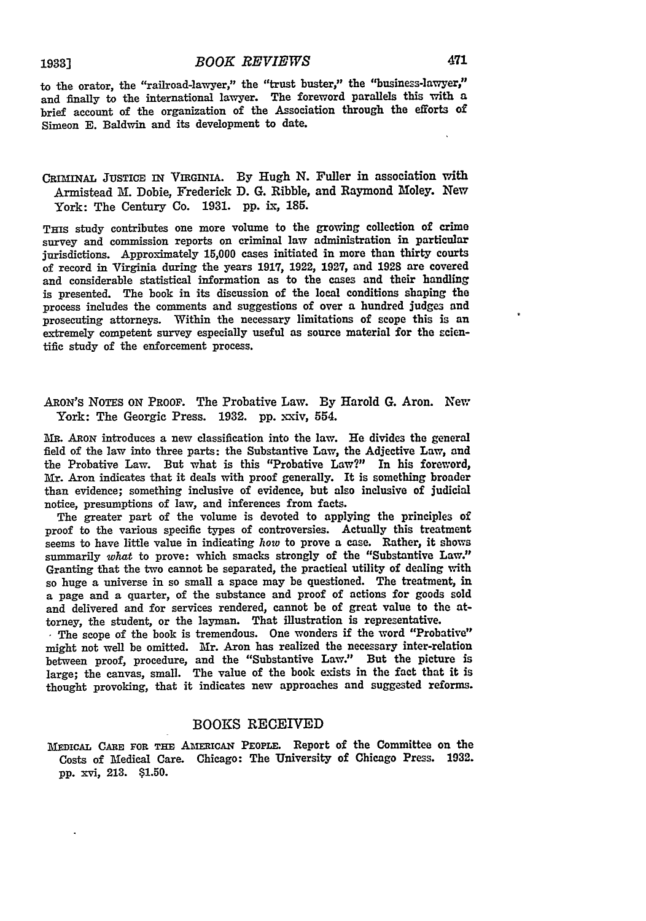to the orator, the "railroad-lawyer," the "trust buster," the "business-lawyer," and finally to the international lawyer. The foreword parallels this with a brief account of the organization of the Association through the efforts of Simeon E. Baldwin and its development to date.

CRIMINAL JUSTICE IN VIRGINIA. By Hugh N. Fuller in association with Armistead M. Dobie, Frederick D. G. Ribble, and Raymond Moley. New York: The Century Co. 1931. pp. ix, 185.

THIS study contributes one more volume to the growing collection of crime survey and commission reports on criminal law administration in particular jurisdictions. Approximately 15,000 cases initiated in more than thirty courts of record in Virginia during the years 1917, 1922, 1927, and 1928 are covered and considerable statistical information as to the cases and their handling is presented. The book in its discussion of the local conditions shaping the process includes the comments and suggestions of over a hundred judges and prosecuting attorneys. Within the necessary limitations of scope this is an extremely competent survey especially useful as source material for the scientific study of the enforcement process.

ARON'S NOTES ON PROOF. The Probative Law. By Harold G. Aron. New York: The Georgic Press. 1932. pp. xxiv, 554.

MR. ARON introduces a new classification into the law. He divides the general field of the law into three parts: the Substantive Law, the Adjective Law, and the Probative Law. But what is this "Probative Law?" In his foreword, Mr. Aron indicates that it deals with proof generally. It is something broader than evidence; something inclusive of evidence, but also inclusive of judicial notice, presumptions of law, and inferences from facts.

The greater part of the volume is devoted to applying the principles of proof to the various specific types of controversies. Actually this treatment seems to have little value in indicating *how* to prove a case. Rather, it shows summarily *what* to prove: which smacks strongly of the "Substantive Law." Granting that the two cannot be separated, the practical utility of dealing with so huge a universe in so small a space may be questioned. The treatment, in a page and a quarter, of the substance and proof of actions for goods sold and delivered and for services rendered, cannot be of great value to the attorney, the student, or the layman. That illustration is representative.

The scope of the book is tremendous. One wonders if the word "Probative" might not well be omitted. Mr. Aron has realized the necessary inter-relation between proof, procedure, and the "Substantive Law." But the picture is large; the canvas, small. The value of the book exists in the fact that it is thought provoking, that it indicates new approaches and suggested reforms.

## BOOKS RECEIVED

MEDICAL CARE FOR THE AMERICAN PEOPLE. Report of the Committee on the Costs of Medical Care. Chicago: The University of Chicago Press. 1932. pp. xvi, 213. $1.50.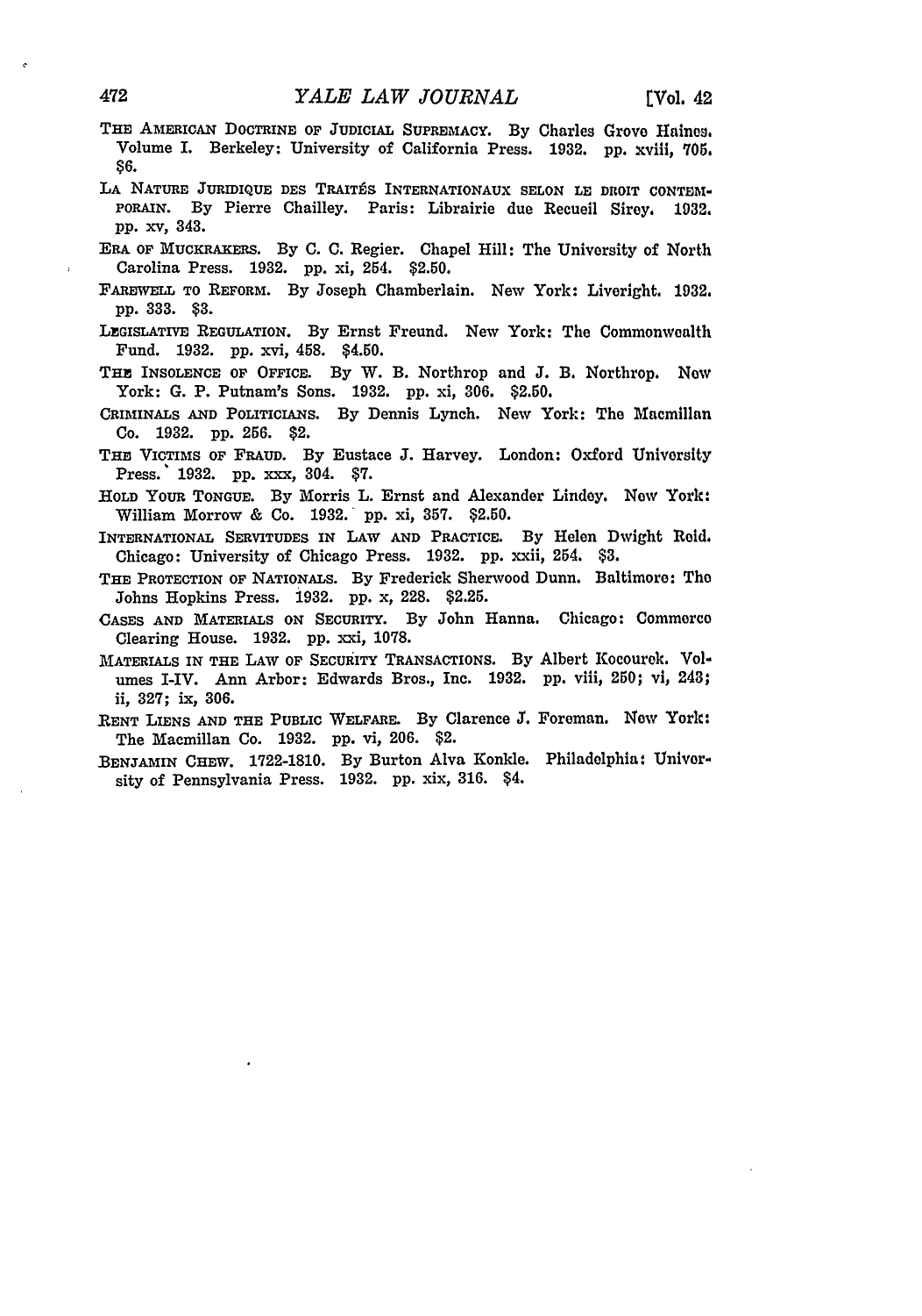THE AMERICAN DOCTRINE OF JUDICIAL SUPREMACY. By Charles Grove Haines. Volume I. Berkeley: University of California Press. 1932. pp. xviii, 705. $6.

LA NATURE JURIDIQUE DES TRAITÉS INTERNATIONAUX SELON LE DROIT CONTEMPORAIN. By Pierre Chailley. Paris: Librairie due Recueil Sirey. 1932. pp. xv, 343.

ERA OF MUCKRAKERS. By C. C. Regier. Chapel Hill: The University of North Carolina Press. 1932. pp. xi, 254. $2.50.

FAREWELL TO REFORM. By Joseph Chamberlain. New York: Liveright. 1932. pp. 333. $3.

LEGISLATIVE REGULATION. By Ernst Freund. New York: The Commonwealth Fund. 1932. pp. xvi, 458. $4.50.

THE INSOLENCE OF OFFICE. By W. B. Northrop and J. B. Northrop. New York: G. P. Putnam's Sons. 1932. pp. xi, 306. $2.50.

CRIMINALS AND POLITICIANS. By Dennis Lynch. New York: The Macmillan Co. 1932. pp. 256. $2.

THE VICTIMS OF FRAUD. By Eustace J. Harvey. London: Oxford University Press. 1932. pp. xxx, 304. $7.

HOLD YOUR TONGUE. By Morris L. Ernst and Alexander Lindey. New York: William Morrow & Co. 1932. pp. xi, 357. $2.50.

INTERNATIONAL SERVITUDES IN LAW AND PRACTICE. By Helen Dwight Reid. Chicago: University of Chicago Press. 1932. pp. xxii, 254. $3.

THE PROTECTION OF NATIONALS. By Frederick Sherwood Dunn. Baltimore: The Johns Hopkins Press. 1932. pp. x, 228. $2.25.

CASES AND MATERIALS ON SECURITY. By John Hanna. Chicago: Commerce Clearing House. 1932. pp. xxi, 1078.

MATERIALS IN THE LAW OF SECURITY TRANSACTIONS. By Albert Kocourek. Volumes I-IV. Ann Arbor: Edwards Bros., Inc. 1932. pp. viii, 250; vi, 243; ii, 327; ix, 306.

RENT LIENS AND THE PUBLIC WELFARE. By Clarence J. Foreman. New York: The Macmillan Co. 1932. pp. vi, 206. $2.

BENJAMIN CHEW. 1722-1810. By Burton Alva Konkle. Philadelphia: University of Pennsylvania Press. 1932. pp. xix, 316. $4.